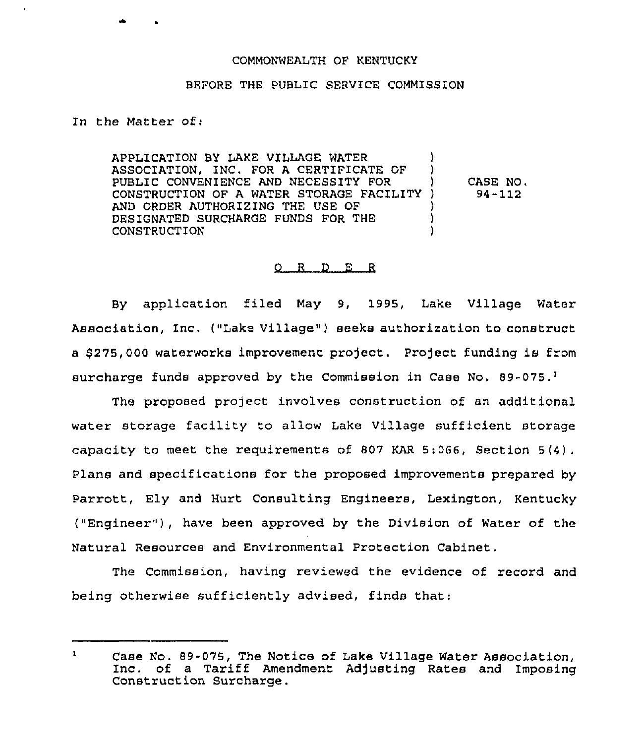COMMONWEALTH OF KENTUCKY

BEFORE THE PUBLIC SERVICE COMMISSION

In the Matter of:

| | | |
|---|---|---|
| APPLICATION BY LAKE VILLAGE WATER ASSOCIATION, INC. FOR A CERTIFICATE OF PUBLIC CONVENIENCE AND NECESSITY FOR CONSTRUCTION OF A WATER STORAGE FACILITY AND ORDER AUTHORIZING THE USE OF DESIGNATED SURCHARGE FUNDS FOR THE CONSTRUCTION | ) | CASE NO. 94-112 |

# O R D E R

By application filed May 9, 1995, Lake Village Water Association, Inc. ("Lake Village") seeks authorization to construct a $275,000 waterworks improvement project. Project funding is from surcharge funds approved by the Commission in Case No. 89-075.[1]

The proposed project involves construction of an additional water storage facility to allow Lake Village sufficient storage capacity to meet the requirements of 807 KAR 5:066, Section 5(4). Plans and specifications for the proposed improvements prepared by Parrott, Ely and Hurt Consulting Engineers, Lexington, Kentucky ("Engineer"), have been approved by the Division of Water of the Natural Resources and Environmental Protection Cabinet.

The Commission, having reviewed the evidence of record and being otherwise sufficiently advised, finds that:

---

[1] Case No. 89-075, The Notice of Lake Village Water Association, Inc. of a Tariff Amendment Adjusting Rates and Imposing Construction Surcharge.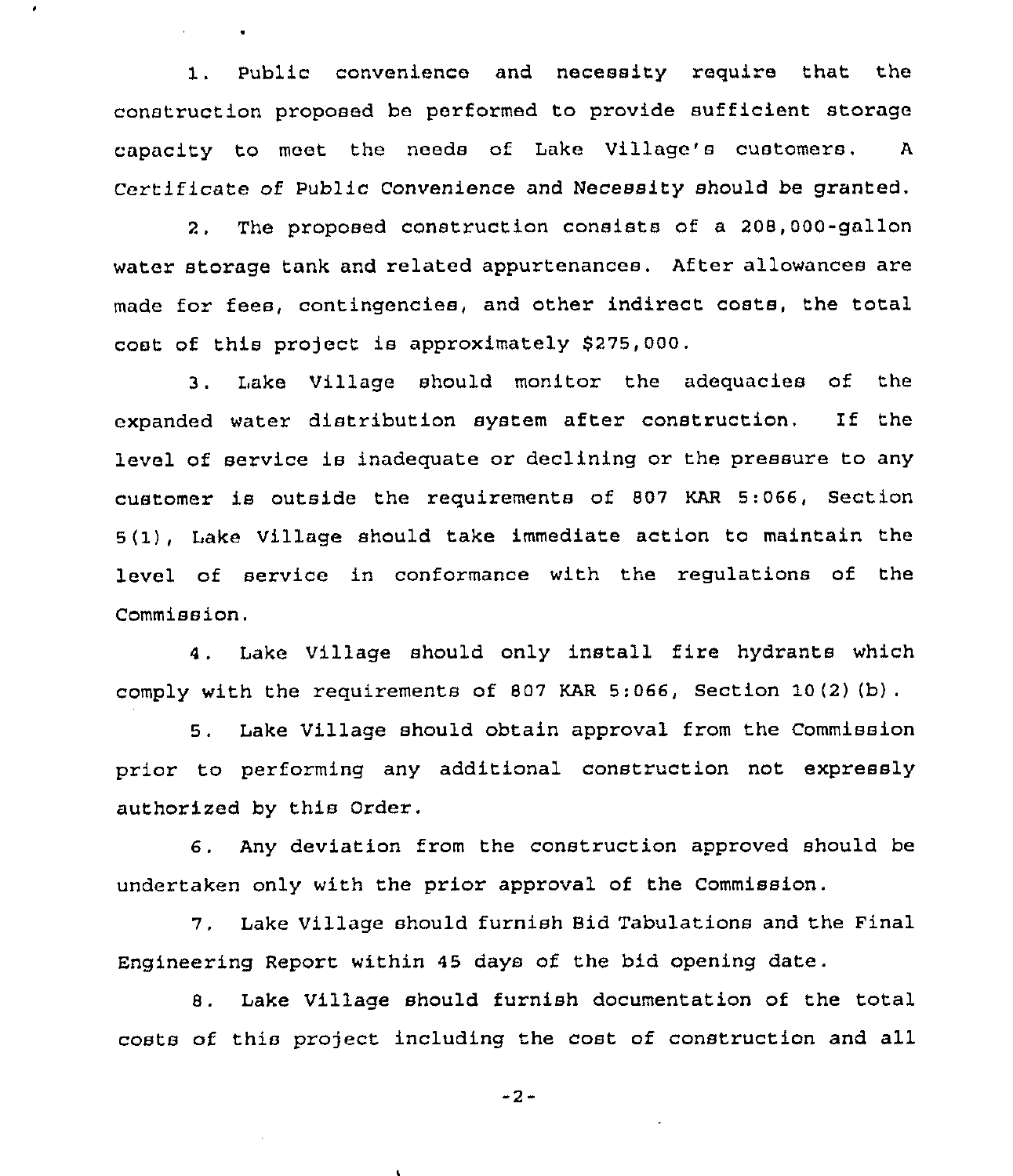1. Public convenience and necessity require that the construction proposed be performed to provide sufficient storage capacity to meet the needs of Lake Village's customers. A Certificate of Public Convenience and Necessity should be granted.

2. The proposed construction consists of a 208,000-gallon water storage tank and related appurtenances. After allowances are made for fees, contingencies, and other indirect costs, the total cost of this project is approximately $275,000.

3. Lake Village should monitor the adequacies of the expanded water distribution system after construction. If the level of service is inadequate or declining or the pressure to any customer is outside the requirements of 807 KAR 5:066, Section 5(1), Lake Village should take immediate action to maintain the level of service in conformance with the regulations of the Commission.

4. Lake Village should only install fire hydrants which comply with the requirements of 807 KAR 5:066, Section 10(2)(b).

5. Lake Village should obtain approval from the Commission prior to performing any additional construction not expressly authorized by this Order.

6. Any deviation from the construction approved should be undertaken only with the prior approval of the Commission.

7. Lake Village should furnish Bid Tabulations and the Final Engineering Report within 45 days of the bid opening date.

8. Lake Village should furnish documentation of the total costs of this project including the cost of construction and all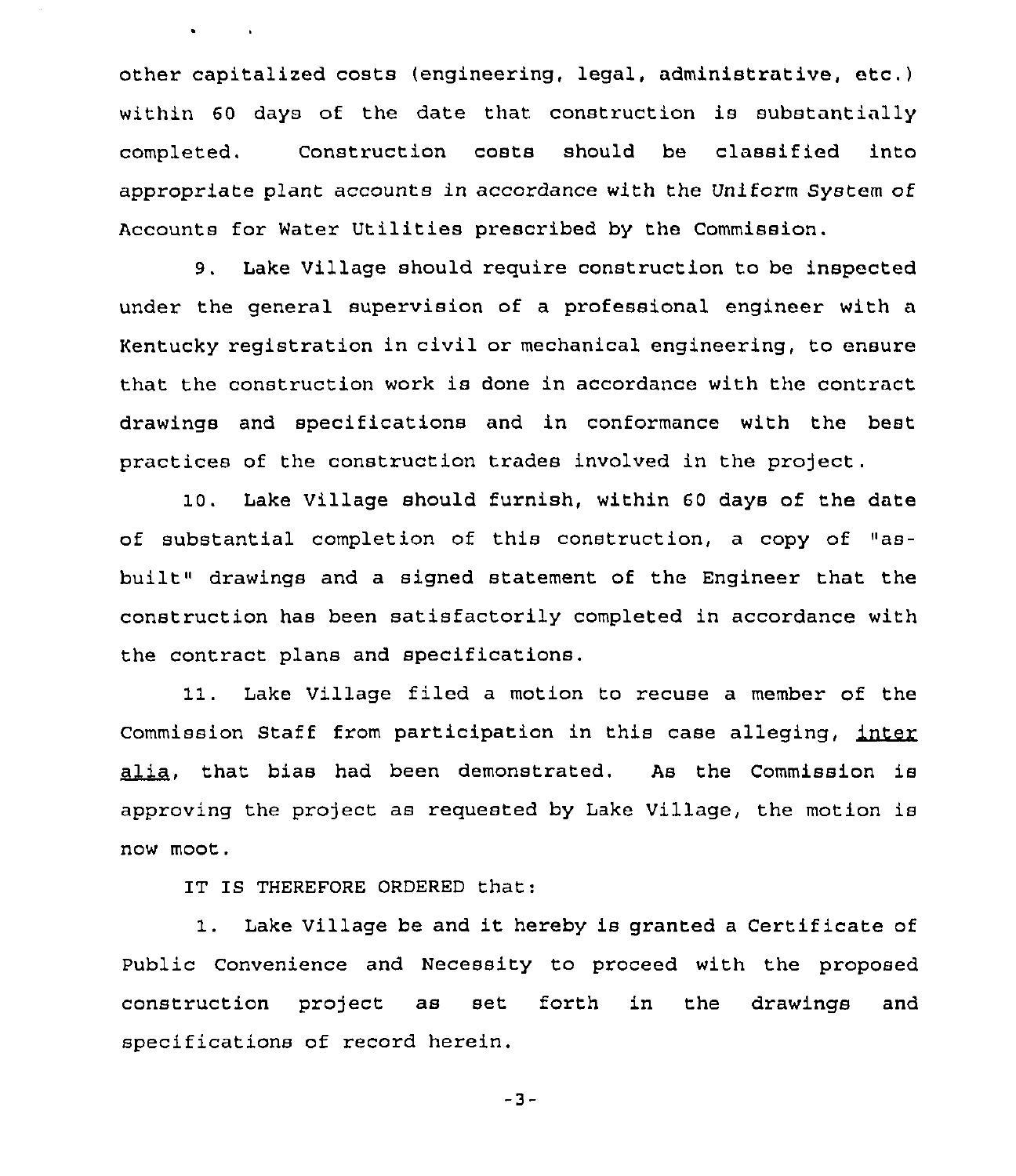other capitalized costs (engineering, legal, administrative, etc.) within 60 days of the date that construction is substantially completed. Construction costs should be classified into appropriate plant accounts in accordance with the Uniform System of Accounts for Water Utilities prescribed by the Commission.

9. Lake Village should require construction to be inspected under the general supervision of a professional engineer with a Kentucky registration in civil or mechanical engineering, to ensure that the construction work is done in accordance with the contract drawings and specifications and in conformance with the best practices of the construction trades involved in the project.

10. Lake Village should furnish, within 60 days of the date of substantial completion of this construction, a copy of "as-built" drawings and a signed statement of the Engineer that the construction has been satisfactorily completed in accordance with the contract plans and specifications.

11. Lake Village filed a motion to recuse a member of the Commission Staff from participation in this case alleging, inter alia, that bias had been demonstrated. As the Commission is approving the project as requested by Lake Village, the motion is now moot.

IT IS THEREFORE ORDERED that:

1. Lake Village be and it hereby is granted a Certificate of Public Convenience and Necessity to proceed with the proposed construction project as set forth in the drawings and specifications of record herein.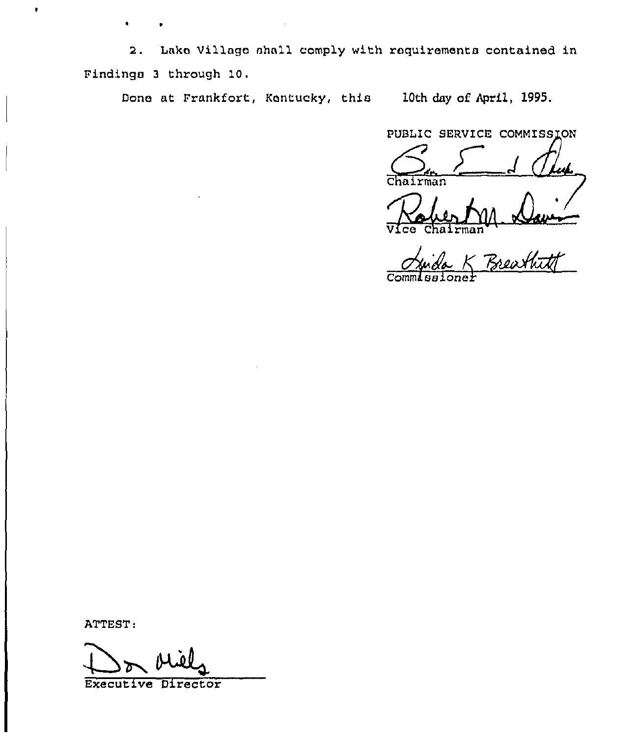2. Lake Village shall comply with requirements contained in Findings 3 through 10.

Done at Frankfort, Kentucky, this 10th day of April, 1995.

PUBLIC SERVICE COMMISSION

Chairman

Vice Chairman

Commissioner

ATTEST:

Executive Director